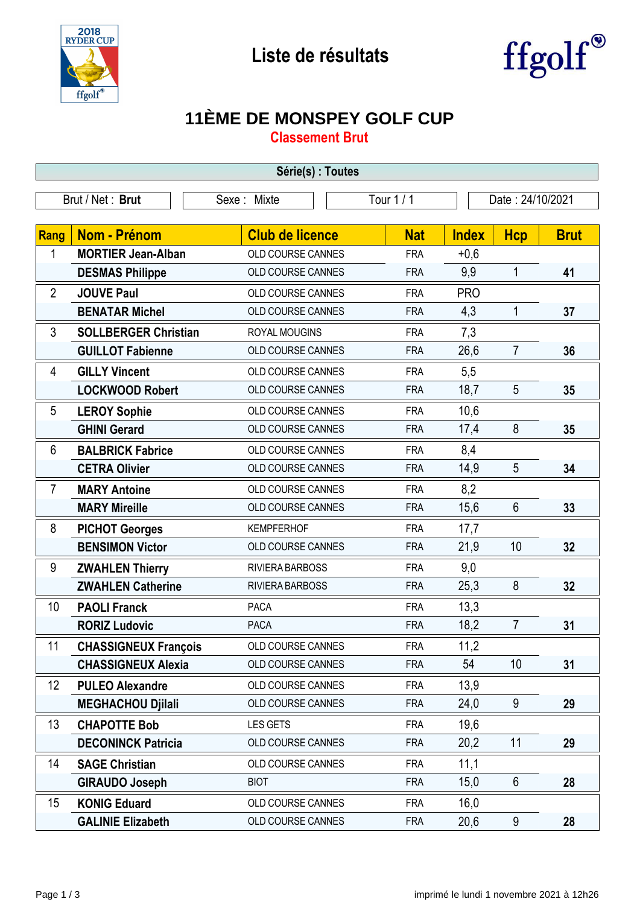# Liste de résultats

## 11ÈME DE MONSPEY GOLF CUP

### Classement Brut

**Série(s) : Toutes**

| Brut / Net : **Brut** | Sexe : Mixte | Tour 1 / 1 | Date : 24/10/2021 |
|---|---|---|---|

| Rang | Nom - Prénom | Club de licence | Nat | Index | Hcp | Brut |
|---|---|---|---|---|---|---|
| 1 | **MORTIER Jean-Alban** | OLD COURSE CANNES | FRA | +0,6 | | |
| | **DESMAS Philippe** | OLD COURSE CANNES | FRA | 9,9 | 1 | **41** |
| 2 | **JOUVE Paul** | OLD COURSE CANNES | FRA | PRO | | |
| | **BENATAR Michel** | OLD COURSE CANNES | FRA | 4,3 | 1 | **37** |
| 3 | **SOLLBERGER Christian** | ROYAL MOUGINS | FRA | 7,3 | | |
| | **GUILLOT Fabienne** | OLD COURSE CANNES | FRA | 26,6 | 7 | **36** |
| 4 | **GILLY Vincent** | OLD COURSE CANNES | FRA | 5,5 | | |
| | **LOCKWOOD Robert** | OLD COURSE CANNES | FRA | 18,7 | 5 | **35** |
| 5 | **LEROY Sophie** | OLD COURSE CANNES | FRA | 10,6 | | |
| | **GHINI Gerard** | OLD COURSE CANNES | FRA | 17,4 | 8 | **35** |
| 6 | **BALBRICK Fabrice** | OLD COURSE CANNES | FRA | 8,4 | | |
| | **CETRA Olivier** | OLD COURSE CANNES | FRA | 14,9 | 5 | **34** |
| 7 | **MARY Antoine** | OLD COURSE CANNES | FRA | 8,2 | | |
| | **MARY Mireille** | OLD COURSE CANNES | FRA | 15,6 | 6 | **33** |
| 8 | **PICHOT Georges** | KEMPFERHOF | FRA | 17,7 | | |
| | **BENSIMON Victor** | OLD COURSE CANNES | FRA | 21,9 | 10 | **32** |
| 9 | **ZWAHLEN Thierry** | RIVIERA BARBOSS | FRA | 9,0 | | |
| | **ZWAHLEN Catherine** | RIVIERA BARBOSS | FRA | 25,3 | 8 | **32** |
| 10 | **PAOLI Franck** | PACA | FRA | 13,3 | | |
| | **RORIZ Ludovic** | PACA | FRA | 18,2 | 7 | **31** |
| 11 | **CHASSIGNEUX François** | OLD COURSE CANNES | FRA | 11,2 | | |
| | **CHASSIGNEUX Alexia** | OLD COURSE CANNES | FRA | 54 | 10 | **31** |
| 12 | **PULEO Alexandre** | OLD COURSE CANNES | FRA | 13,9 | | |
| | **MEGHACHOU Djilali** | OLD COURSE CANNES | FRA | 24,0 | 9 | **29** |
| 13 | **CHAPOTTE Bob** | LES GETS | FRA | 19,6 | | |
| | **DECONINCK Patricia** | OLD COURSE CANNES | FRA | 20,2 | 11 | **29** |
| 14 | **SAGE Christian** | OLD COURSE CANNES | FRA | 11,1 | | |
| | **GIRAUDO Joseph** | BIOT | FRA | 15,0 | 6 | **28** |
| 15 | **KONIG Eduard** | OLD COURSE CANNES | FRA | 16,0 | | |
| | **GALINIE Elizabeth** | OLD COURSE CANNES | FRA | 20,6 | 9 | **28** |

imprimé le lundi 1 novembre 2021 à 12h26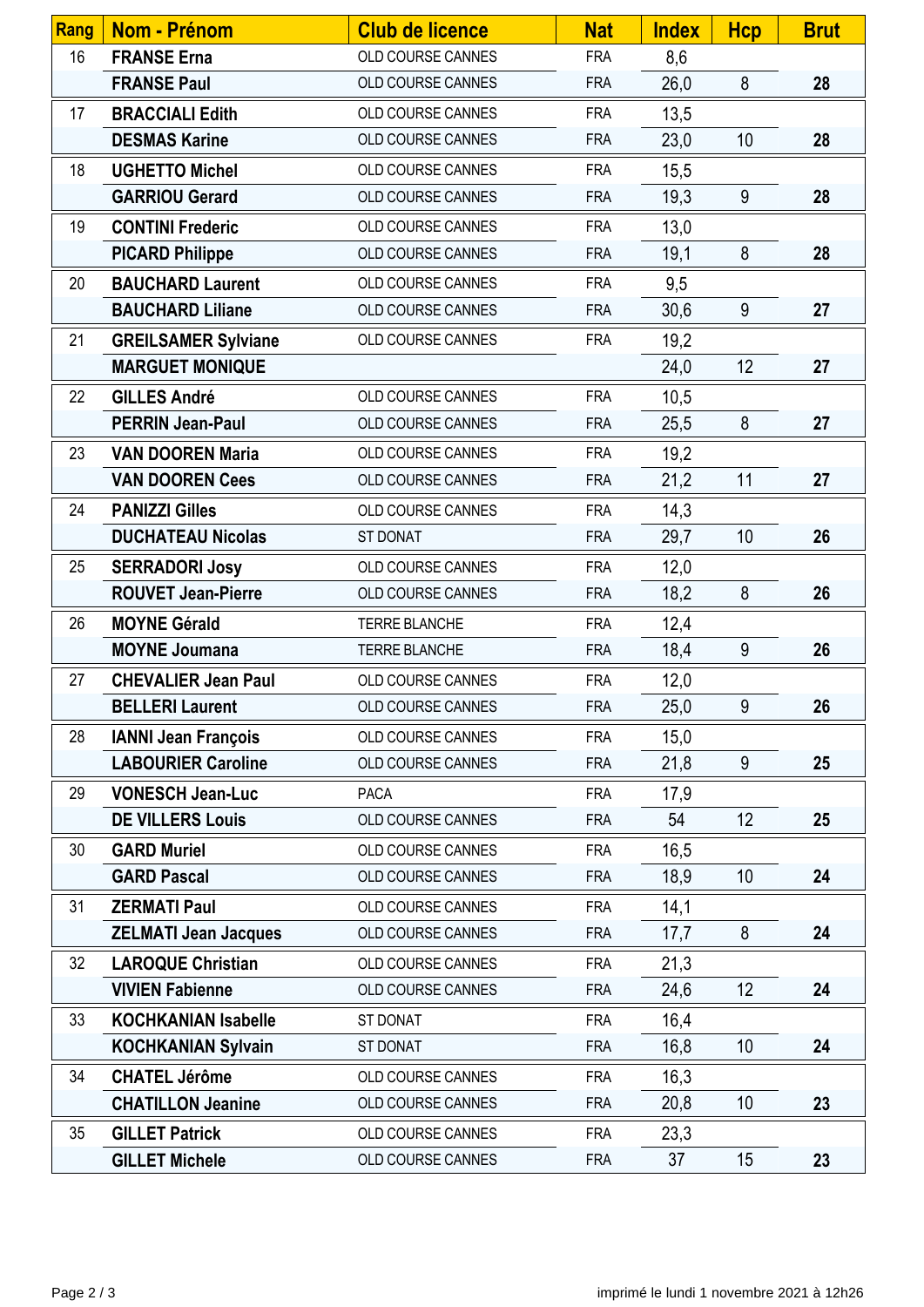| Rang | Nom - Prénom | Club de licence | Nat | Index | Hcp | Brut |
|---|---|---|---|---|---|---|
| 16 | **FRANSE Erna** | OLD COURSE CANNES | FRA | 8,6 | | |
| | **FRANSE Paul** | OLD COURSE CANNES | FRA | 26,0 | 8 | **28** |
| 17 | **BRACCIALI Edith** | OLD COURSE CANNES | FRA | 13,5 | | |
| | **DESMAS Karine** | OLD COURSE CANNES | FRA | 23,0 | 10 | **28** |
| 18 | **UGHETTO Michel** | OLD COURSE CANNES | FRA | 15,5 | | |
| | **GARRIOU Gerard** | OLD COURSE CANNES | FRA | 19,3 | 9 | **28** |
| 19 | **CONTINI Frederic** | OLD COURSE CANNES | FRA | 13,0 | | |
| | **PICARD Philippe** | OLD COURSE CANNES | FRA | 19,1 | 8 | **28** |
| 20 | **BAUCHARD Laurent** | OLD COURSE CANNES | FRA | 9,5 | | |
| | **BAUCHARD Liliane** | OLD COURSE CANNES | FRA | 30,6 | 9 | **27** |
| 21 | **GREILSAMER Sylviane** | OLD COURSE CANNES | FRA | 19,2 | | |
| | **MARGUET MONIQUE** | | | 24,0 | 12 | **27** |
| 22 | **GILLES André** | OLD COURSE CANNES | FRA | 10,5 | | |
| | **PERRIN Jean-Paul** | OLD COURSE CANNES | FRA | 25,5 | 8 | **27** |
| 23 | **VAN DOOREN Maria** | OLD COURSE CANNES | FRA | 19,2 | | |
| | **VAN DOOREN Cees** | OLD COURSE CANNES | FRA | 21,2 | 11 | **27** |
| 24 | **PANIZZI Gilles** | OLD COURSE CANNES | FRA | 14,3 | | |
| | **DUCHATEAU Nicolas** | ST DONAT | FRA | 29,7 | 10 | **26** |
| 25 | **SERRADORI Josy** | OLD COURSE CANNES | FRA | 12,0 | | |
| | **ROUVET Jean-Pierre** | OLD COURSE CANNES | FRA | 18,2 | 8 | **26** |
| 26 | **MOYNE Gérald** | TERRE BLANCHE | FRA | 12,4 | | |
| | **MOYNE Joumana** | TERRE BLANCHE | FRA | 18,4 | 9 | **26** |
| 27 | **CHEVALIER Jean Paul** | OLD COURSE CANNES | FRA | 12,0 | | |
| | **BELLERI Laurent** | OLD COURSE CANNES | FRA | 25,0 | 9 | **26** |
| 28 | **IANNI Jean François** | OLD COURSE CANNES | FRA | 15,0 | | |
| | **LABOURIER Caroline** | OLD COURSE CANNES | FRA | 21,8 | 9 | **25** |
| 29 | **VONESCH Jean-Luc** | PACA | FRA | 17,9 | | |
| | **DE VILLERS Louis** | OLD COURSE CANNES | FRA | 54 | 12 | **25** |
| 30 | **GARD Muriel** | OLD COURSE CANNES | FRA | 16,5 | | |
| | **GARD Pascal** | OLD COURSE CANNES | FRA | 18,9 | 10 | **24** |
| 31 | **ZERMATI Paul** | OLD COURSE CANNES | FRA | 14,1 | | |
| | **ZELMATI Jean Jacques** | OLD COURSE CANNES | FRA | 17,7 | 8 | **24** |
| 32 | **LAROQUE Christian** | OLD COURSE CANNES | FRA | 21,3 | | |
| | **VIVIEN Fabienne** | OLD COURSE CANNES | FRA | 24,6 | 12 | **24** |
| 33 | **KOCHKANIAN Isabelle** | ST DONAT | FRA | 16,4 | | |
| | **KOCHKANIAN Sylvain** | ST DONAT | FRA | 16,8 | 10 | **24** |
| 34 | **CHATEL Jérôme** | OLD COURSE CANNES | FRA | 16,3 | | |
| | **CHATILLON Jeanine** | OLD COURSE CANNES | FRA | 20,8 | 10 | **23** |
| 35 | **GILLET Patrick** | OLD COURSE CANNES | FRA | 23,3 | | |
| | **GILLET Michele** | OLD COURSE CANNES | FRA | 37 | 15 | **23** |

imprimé le lundi 1 novembre 2021 à 12h26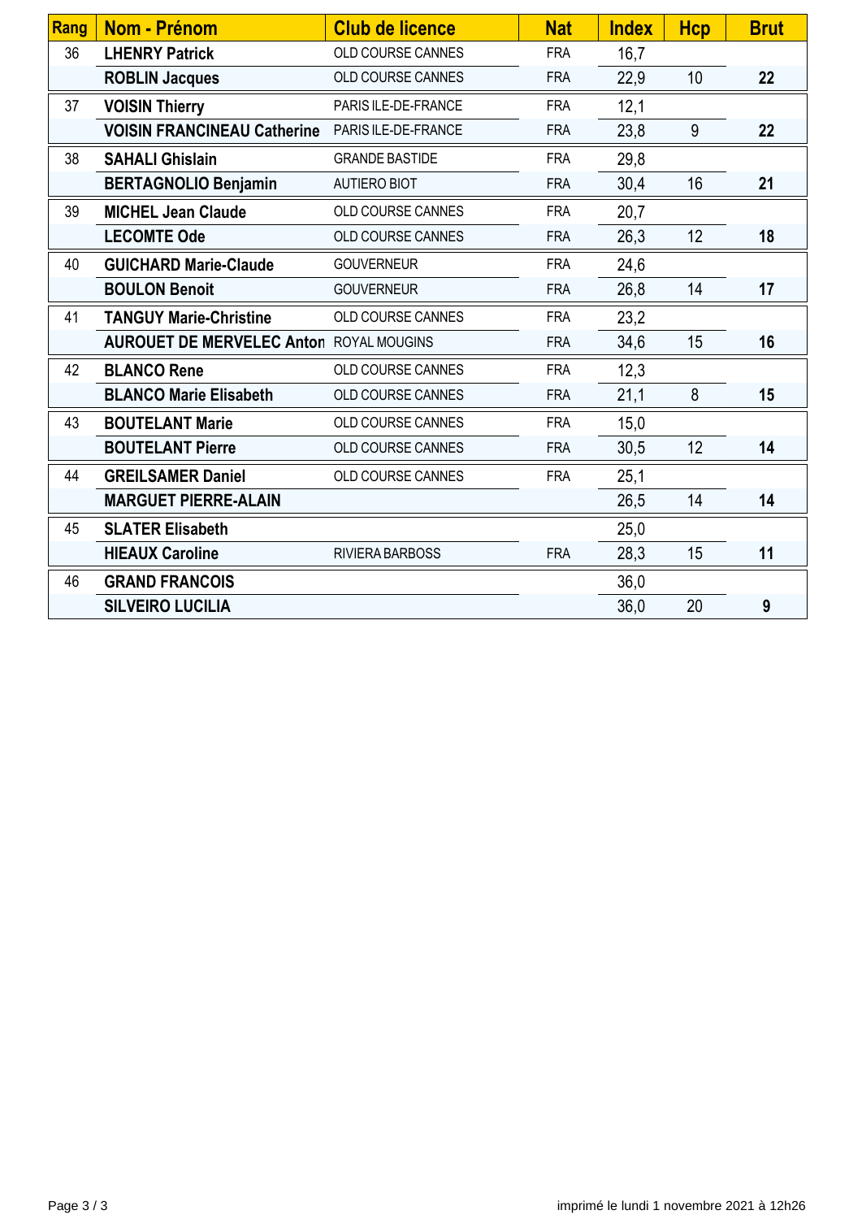| Rang | Nom - Prénom | Club de licence | Nat | Index | Hcp | Brut |
|---|---|---|---|---|---|---|
| 36 | **LHENRY Patrick** | OLD COURSE CANNES | FRA | 16,7 | | |
| | **ROBLIN Jacques** | OLD COURSE CANNES | FRA | 22,9 | 10 | **22** |
| 37 | **VOISIN Thierry** | PARIS ILE-DE-FRANCE | FRA | 12,1 | | |
| | **VOISIN FRANCINEAU Catherine** | PARIS ILE-DE-FRANCE | FRA | 23,8 | 9 | **22** |
| 38 | **SAHALI Ghislain** | GRANDE BASTIDE | FRA | 29,8 | | |
| | **BERTAGNOLIO Benjamin** | AUTIERO BIOT | FRA | 30,4 | 16 | **21** |
| 39 | **MICHEL Jean Claude** | OLD COURSE CANNES | FRA | 20,7 | | |
| | **LECOMTE Ode** | OLD COURSE CANNES | FRA | 26,3 | 12 | **18** |
| 40 | **GUICHARD Marie-Claude** | GOUVERNEUR | FRA | 24,6 | | |
| | **BOULON Benoit** | GOUVERNEUR | FRA | 26,8 | 14 | **17** |
| 41 | **TANGUY Marie-Christine** | OLD COURSE CANNES | FRA | 23,2 | | |
| | **AUROUET DE MERVELEC Anton** | ROYAL MOUGINS | FRA | 34,6 | 15 | **16** |
| 42 | **BLANCO Rene** | OLD COURSE CANNES | FRA | 12,3 | | |
| | **BLANCO Marie Elisabeth** | OLD COURSE CANNES | FRA | 21,1 | 8 | **15** |
| 43 | **BOUTELANT Marie** | OLD COURSE CANNES | FRA | 15,0 | | |
| | **BOUTELANT Pierre** | OLD COURSE CANNES | FRA | 30,5 | 12 | **14** |
| 44 | **GREILSAMER Daniel** | OLD COURSE CANNES | FRA | 25,1 | | |
| | **MARGUET PIERRE-ALAIN** | | | 26,5 | 14 | **14** |
| 45 | **SLATER Elisabeth** | | | 25,0 | | |
| | **HIEAUX Caroline** | RIVIERA BARBOSS | FRA | 28,3 | 15 | **11** |
| 46 | **GRAND FRANCOIS** | | | 36,0 | | |
| | **SILVEIRO LUCILIA** | | | 36,0 | 20 | **9** |

imprimé le lundi 1 novembre 2021 à 12h26